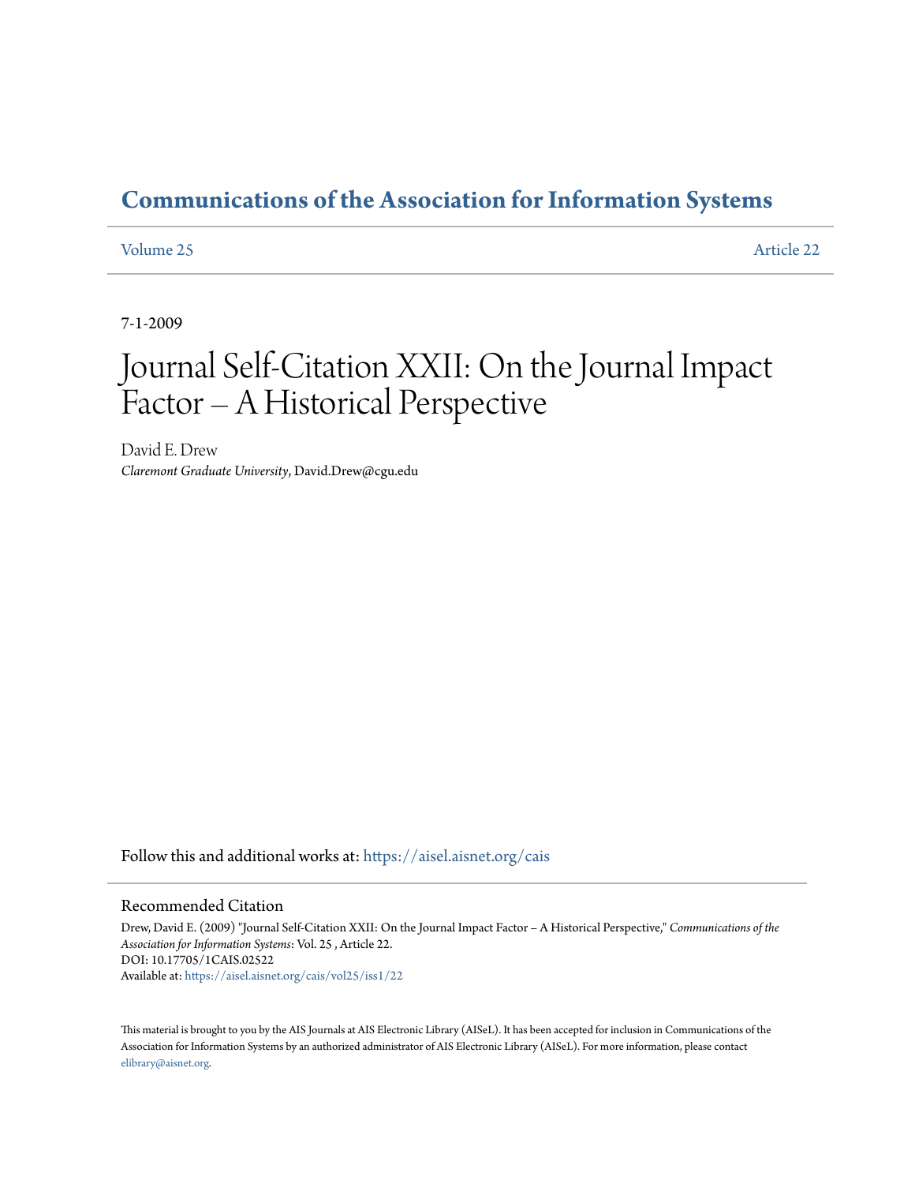# Communications of the Association for Information Systems

Volume 25 Article 22

7-1-2009

# Journal Self-Citation XXII: On the Journal Impact Factor – A Historical Perspective

David E. Drew
*Claremont Graduate University*, David.Drew@cgu.edu

Follow this and additional works at: https://aisel.aisnet.org/cais

## Recommended Citation

Drew, David E. (2009) "Journal Self-Citation XXII: On the Journal Impact Factor – A Historical Perspective," *Communications of the Association for Information Systems*: Vol. 25 , Article 22.
DOI: 10.17705/1CAIS.02522
Available at: https://aisel.aisnet.org/cais/vol25/iss1/22

This material is brought to you by the AIS Journals at AIS Electronic Library (AISeL). It has been accepted for inclusion in Communications of the Association for Information Systems by an authorized administrator of AIS Electronic Library (AISeL). For more information, please contact elibrary@aisnet.org.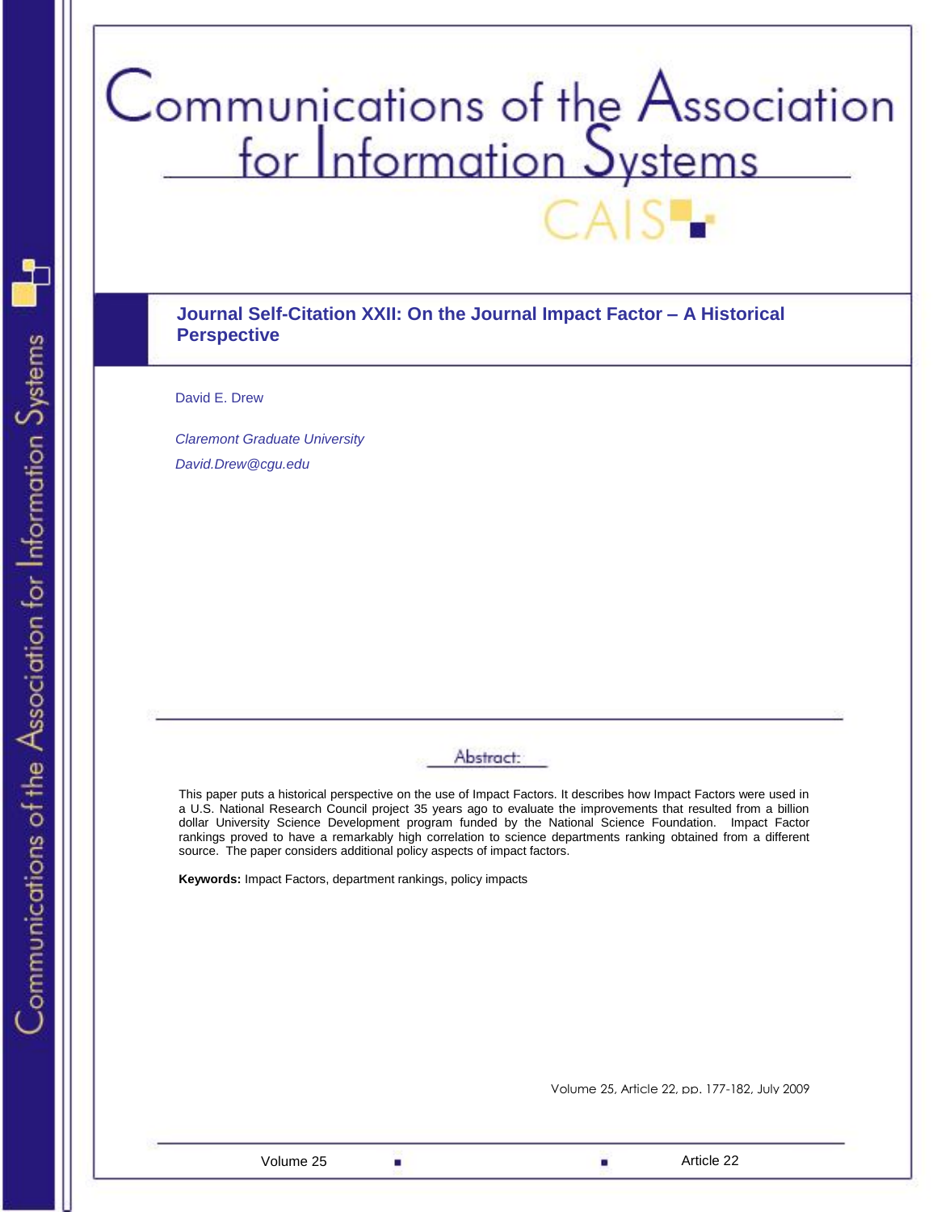# Journal Self-Citation XXII: On the Journal Impact Factor – A Historical Perspective

David E. Drew

*Claremont Graduate University*

*David.Drew@cgu.edu*

## Abstract:

This paper puts a historical perspective on the use of Impact Factors. It describes how Impact Factors were used in a U.S. National Research Council project 35 years ago to evaluate the improvements that resulted from a billion dollar University Science Development program funded by the National Science Foundation. Impact Factor rankings proved to have a remarkably high correlation to science departments ranking obtained from a different source. The paper considers additional policy aspects of impact factors.

**Keywords:** Impact Factors, department rankings, policy impacts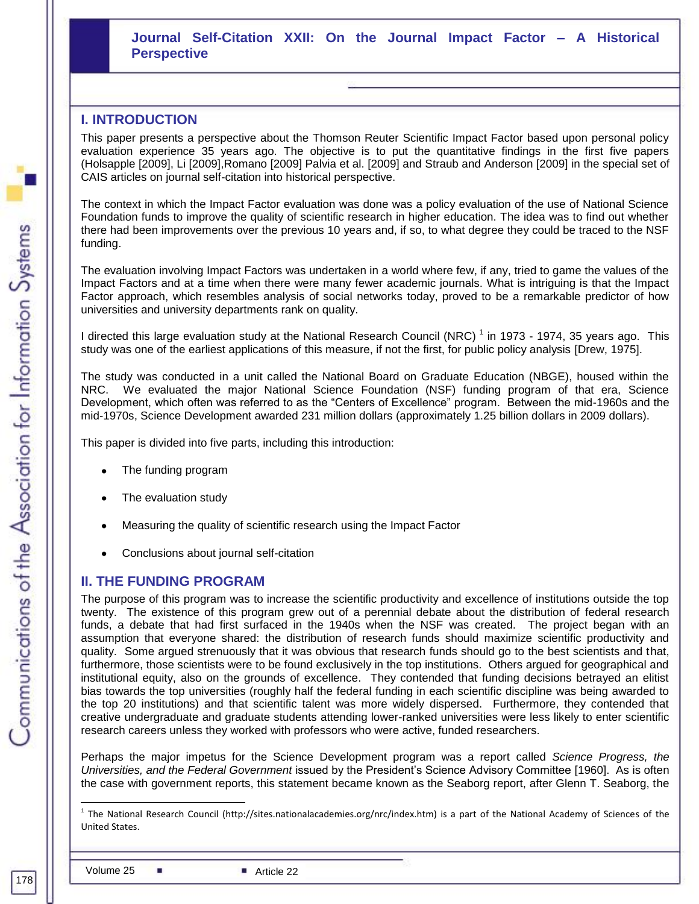# Journal Self-Citation XXII: On the Journal Impact Factor – A Historical Perspective

## I. INTRODUCTION

This paper presents a perspective about the Thomson Reuter Scientific Impact Factor based upon personal policy evaluation experience 35 years ago. The objective is to put the quantitative findings in the first five papers (Holsapple [2009], Li [2009],Romano [2009] Palvia et al. [2009] and Straub and Anderson [2009] in the special set of CAIS articles on journal self-citation into historical perspective.

The context in which the Impact Factor evaluation was done was a policy evaluation of the use of National Science Foundation funds to improve the quality of scientific research in higher education. The idea was to find out whether there had been improvements over the previous 10 years and, if so, to what degree they could be traced to the NSF funding.

The evaluation involving Impact Factors was undertaken in a world where few, if any, tried to game the values of the Impact Factors and at a time when there were many fewer academic journals. What is intriguing is that the Impact Factor approach, which resembles analysis of social networks today, proved to be a remarkable predictor of how universities and university departments rank on quality.

I directed this large evaluation study at the National Research Council (NRC) [1] in 1973 - 1974, 35 years ago. This study was one of the earliest applications of this measure, if not the first, for public policy analysis [Drew, 1975].

The study was conducted in a unit called the National Board on Graduate Education (NBGE), housed within the NRC. We evaluated the major National Science Foundation (NSF) funding program of that era, Science Development, which often was referred to as the "Centers of Excellence" program. Between the mid-1960s and the mid-1970s, Science Development awarded 231 million dollars (approximately 1.25 billion dollars in 2009 dollars).

This paper is divided into five parts, including this introduction:

- The funding program
- The evaluation study
- Measuring the quality of scientific research using the Impact Factor
- Conclusions about journal self-citation

## II. THE FUNDING PROGRAM

The purpose of this program was to increase the scientific productivity and excellence of institutions outside the top twenty. The existence of this program grew out of a perennial debate about the distribution of federal research funds, a debate that had first surfaced in the 1940s when the NSF was created. The project began with an assumption that everyone shared: the distribution of research funds should maximize scientific productivity and quality. Some argued strenuously that it was obvious that research funds should go to the best scientists and that, furthermore, those scientists were to be found exclusively in the top institutions. Others argued for geographical and institutional equity, also on the grounds of excellence. They contended that funding decisions betrayed an elitist bias towards the top universities (roughly half the federal funding in each scientific discipline was being awarded to the top 20 institutions) and that scientific talent was more widely dispersed. Furthermore, they contended that creative undergraduate and graduate students attending lower-ranked universities were less likely to enter scientific research careers unless they worked with professors who were active, funded researchers.

Perhaps the major impetus for the Science Development program was a report called *Science Progress, the Universities, and the Federal Government* issued by the President's Science Advisory Committee [1960]. As is often the case with government reports, this statement became known as the Seaborg report, after Glenn T. Seaborg, the

[1] The National Research Council (http://sites.nationalacademies.org/nrc/index.htm) is a part of the National Academy of Sciences of the United States.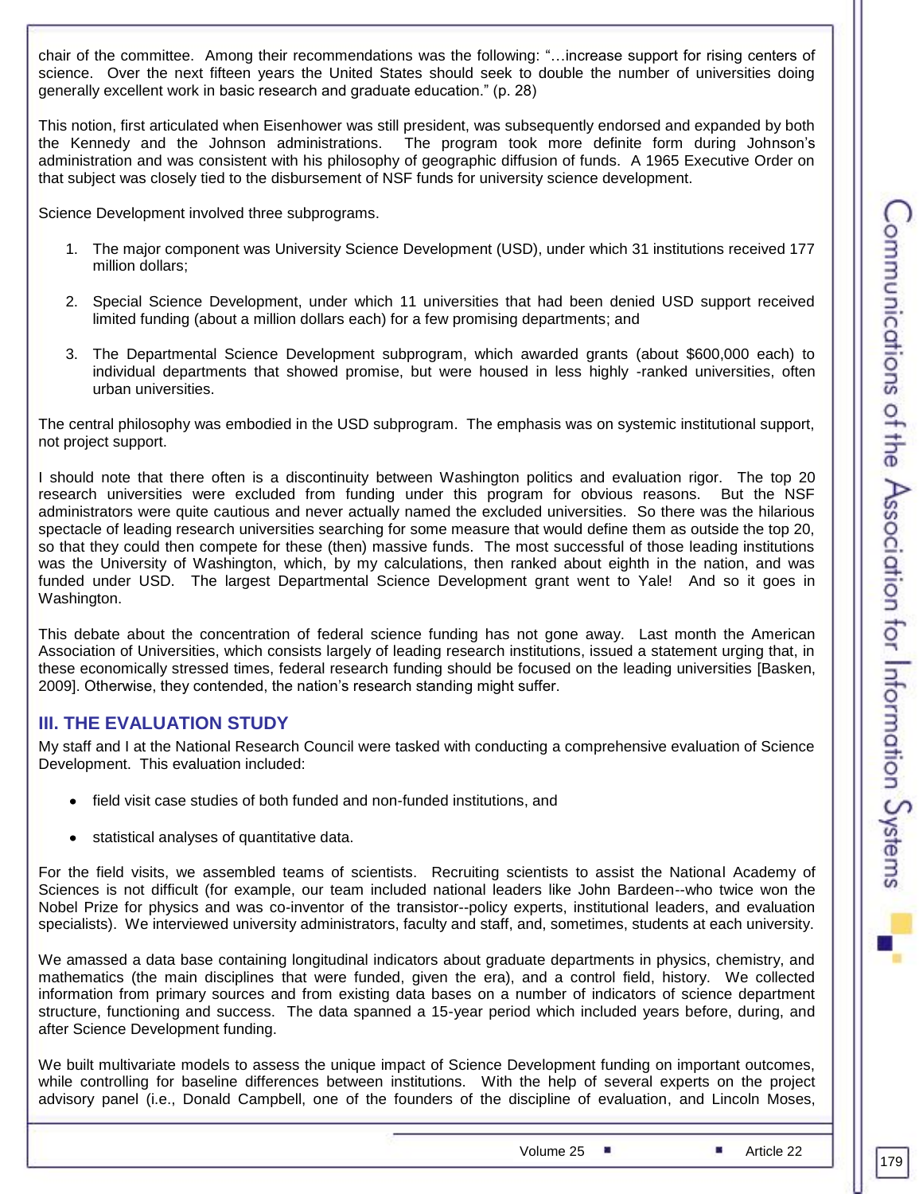chair of the committee. Among their recommendations was the following: "…increase support for rising centers of science. Over the next fifteen years the United States should seek to double the number of universities doing generally excellent work in basic research and graduate education." (p. 28)

This notion, first articulated when Eisenhower was still president, was subsequently endorsed and expanded by both the Kennedy and the Johnson administrations. The program took more definite form during Johnson's administration and was consistent with his philosophy of geographic diffusion of funds. A 1965 Executive Order on that subject was closely tied to the disbursement of NSF funds for university science development.

Science Development involved three subprograms.

1. The major component was University Science Development (USD), under which 31 institutions received 177 million dollars;

2. Special Science Development, under which 11 universities that had been denied USD support received limited funding (about a million dollars each) for a few promising departments; and

3. The Departmental Science Development subprogram, which awarded grants (about $600,000 each) to individual departments that showed promise, but were housed in less highly -ranked universities, often urban universities.

The central philosophy was embodied in the USD subprogram. The emphasis was on systemic institutional support, not project support.

I should note that there often is a discontinuity between Washington politics and evaluation rigor. The top 20 research universities were excluded from funding under this program for obvious reasons. But the NSF administrators were quite cautious and never actually named the excluded universities. So there was the hilarious spectacle of leading research universities searching for some measure that would define them as outside the top 20, so that they could then compete for these (then) massive funds. The most successful of those leading institutions was the University of Washington, which, by my calculations, then ranked about eighth in the nation, and was funded under USD. The largest Departmental Science Development grant went to Yale! And so it goes in Washington.

This debate about the concentration of federal science funding has not gone away. Last month the American Association of Universities, which consists largely of leading research institutions, issued a statement urging that, in these economically stressed times, federal research funding should be focused on the leading universities [Basken, 2009]. Otherwise, they contended, the nation's research standing might suffer.

## III. THE EVALUATION STUDY

My staff and I at the National Research Council were tasked with conducting a comprehensive evaluation of Science Development. This evaluation included:

- field visit case studies of both funded and non-funded institutions, and
- statistical analyses of quantitative data.

For the field visits, we assembled teams of scientists. Recruiting scientists to assist the National Academy of Sciences is not difficult (for example, our team included national leaders like John Bardeen--who twice won the Nobel Prize for physics and was co-inventor of the transistor--policy experts, institutional leaders, and evaluation specialists). We interviewed university administrators, faculty and staff, and, sometimes, students at each university.

We amassed a data base containing longitudinal indicators about graduate departments in physics, chemistry, and mathematics (the main disciplines that were funded, given the era), and a control field, history. We collected information from primary sources and from existing data bases on a number of indicators of science department structure, functioning and success. The data spanned a 15-year period which included years before, during, and after Science Development funding.

We built multivariate models to assess the unique impact of Science Development funding on important outcomes, while controlling for baseline differences between institutions. With the help of several experts on the project advisory panel (i.e., Donald Campbell, one of the founders of the discipline of evaluation, and Lincoln Moses,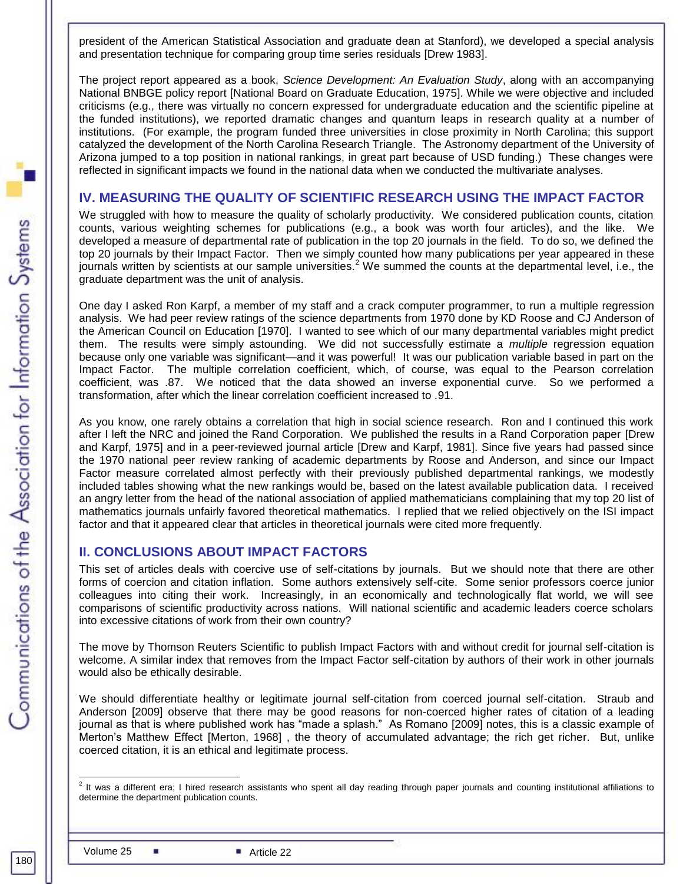president of the American Statistical Association and graduate dean at Stanford), we developed a special analysis and presentation technique for comparing group time series residuals [Drew 1983].

The project report appeared as a book, *Science Development: An Evaluation Study*, along with an accompanying National BNBGE policy report [National Board on Graduate Education, 1975]. While we were objective and included criticisms (e.g., there was virtually no concern expressed for undergraduate education and the scientific pipeline at the funded institutions), we reported dramatic changes and quantum leaps in research quality at a number of institutions. (For example, the program funded three universities in close proximity in North Carolina; this support catalyzed the development of the North Carolina Research Triangle. The Astronomy department of the University of Arizona jumped to a top position in national rankings, in great part because of USD funding.) These changes were reflected in significant impacts we found in the national data when we conducted the multivariate analyses.

## IV. MEASURING THE QUALITY OF SCIENTIFIC RESEARCH USING THE IMPACT FACTOR

We struggled with how to measure the quality of scholarly productivity. We considered publication counts, citation counts, various weighting schemes for publications (e.g., a book was worth four articles), and the like. We developed a measure of departmental rate of publication in the top 20 journals in the field. To do so, we defined the top 20 journals by their Impact Factor. Then we simply counted how many publications per year appeared in these journals written by scientists at our sample universities.[2] We summed the counts at the departmental level, i.e., the graduate department was the unit of analysis.

One day I asked Ron Karpf, a member of my staff and a crack computer programmer, to run a multiple regression analysis. We had peer review ratings of the science departments from 1970 done by KD Roose and CJ Anderson of the American Council on Education [1970]. I wanted to see which of our many departmental variables might predict them. The results were simply astounding. We did not successfully estimate a *multiple* regression equation because only one variable was significant—and it was powerful! It was our publication variable based in part on the Impact Factor. The multiple correlation coefficient, which, of course, was equal to the Pearson correlation coefficient, was .87. We noticed that the data showed an inverse exponential curve. So we performed a transformation, after which the linear correlation coefficient increased to .91.

As you know, one rarely obtains a correlation that high in social science research. Ron and I continued this work after I left the NRC and joined the Rand Corporation. We published the results in a Rand Corporation paper [Drew and Karpf, 1975] and in a peer-reviewed journal article [Drew and Karpf, 1981]. Since five years had passed since the 1970 national peer review ranking of academic departments by Roose and Anderson, and since our Impact Factor measure correlated almost perfectly with their previously published departmental rankings, we modestly included tables showing what the new rankings would be, based on the latest available publication data. I received an angry letter from the head of the national association of applied mathematicians complaining that my top 20 list of mathematics journals unfairly favored theoretical mathematics. I replied that we relied objectively on the ISI impact factor and that it appeared clear that articles in theoretical journals were cited more frequently.

## II. CONCLUSIONS ABOUT IMPACT FACTORS

This set of articles deals with coercive use of self-citations by journals. But we should note that there are other forms of coercion and citation inflation. Some authors extensively self-cite. Some senior professors coerce junior colleagues into citing their work. Increasingly, in an economically and technologically flat world, we will see comparisons of scientific productivity across nations. Will national scientific and academic leaders coerce scholars into excessive citations of work from their own country?

The move by Thomson Reuters Scientific to publish Impact Factors with and without credit for journal self-citation is welcome. A similar index that removes from the Impact Factor self-citation by authors of their work in other journals would also be ethically desirable.

We should differentiate healthy or legitimate journal self-citation from coerced journal self-citation. Straub and Anderson [2009] observe that there may be good reasons for non-coerced higher rates of citation of a leading journal as that is where published work has "made a splash." As Romano [2009] notes, this is a classic example of Merton's Matthew Effect [Merton, 1968] , the theory of accumulated advantage; the rich get richer. But, unlike coerced citation, it is an ethical and legitimate process.

---

[2] It was a different era; I hired research assistants who spent all day reading through paper journals and counting institutional affiliations to determine the department publication counts.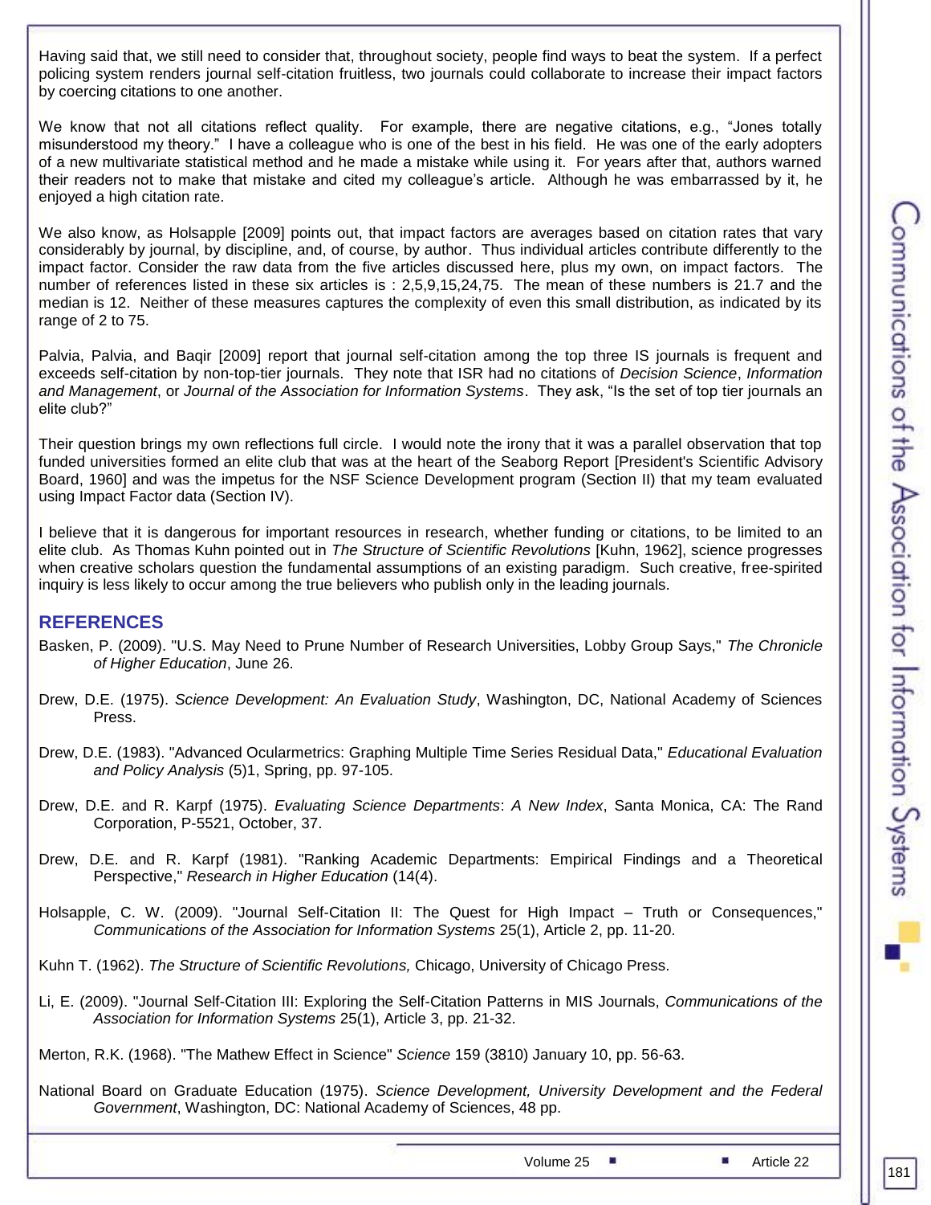Having said that, we still need to consider that, throughout society, people find ways to beat the system. If a perfect policing system renders journal self-citation fruitless, two journals could collaborate to increase their impact factors by coercing citations to one another.

We know that not all citations reflect quality. For example, there are negative citations, e.g., "Jones totally misunderstood my theory." I have a colleague who is one of the best in his field. He was one of the early adopters of a new multivariate statistical method and he made a mistake while using it. For years after that, authors warned their readers not to make that mistake and cited my colleague's article. Although he was embarrassed by it, he enjoyed a high citation rate.

We also know, as Holsapple [2009] points out, that impact factors are averages based on citation rates that vary considerably by journal, by discipline, and, of course, by author. Thus individual articles contribute differently to the impact factor. Consider the raw data from the five articles discussed here, plus my own, on impact factors. The number of references listed in these six articles is : 2,5,9,15,24,75. The mean of these numbers is 21.7 and the median is 12. Neither of these measures captures the complexity of even this small distribution, as indicated by its range of 2 to 75.

Palvia, Palvia, and Baqir [2009] report that journal self-citation among the top three IS journals is frequent and exceeds self-citation by non-top-tier journals. They note that ISR had no citations of *Decision Science*, *Information and Management*, or *Journal of the Association for Information Systems*. They ask, "Is the set of top tier journals an elite club?"

Their question brings my own reflections full circle. I would note the irony that it was a parallel observation that top funded universities formed an elite club that was at the heart of the Seaborg Report [President's Scientific Advisory Board, 1960] and was the impetus for the NSF Science Development program (Section II) that my team evaluated using Impact Factor data (Section IV).

I believe that it is dangerous for important resources in research, whether funding or citations, to be limited to an elite club. As Thomas Kuhn pointed out in *The Structure of Scientific Revolutions* [Kuhn, 1962], science progresses when creative scholars question the fundamental assumptions of an existing paradigm. Such creative, free-spirited inquiry is less likely to occur among the true believers who publish only in the leading journals.

## REFERENCES

Basken, P. (2009). "U.S. May Need to Prune Number of Research Universities, Lobby Group Says," *The Chronicle of Higher Education*, June 26.

Drew, D.E. (1975). *Science Development: An Evaluation Study*, Washington, DC, National Academy of Sciences Press.

Drew, D.E. (1983). "Advanced Ocularmetrics: Graphing Multiple Time Series Residual Data," *Educational Evaluation and Policy Analysis* (5)1, Spring, pp. 97-105.

Drew, D.E. and R. Karpf (1975). *Evaluating Science Departments*: *A New Index*, Santa Monica, CA: The Rand Corporation, P-5521, October, 37.

Drew, D.E. and R. Karpf (1981). "Ranking Academic Departments: Empirical Findings and a Theoretical Perspective," *Research in Higher Education* (14(4).

Holsapple, C. W. (2009). "Journal Self-Citation II: The Quest for High Impact – Truth or Consequences," *Communications of the Association for Information Systems* 25(1), Article 2, pp. 11-20.

Kuhn T. (1962). *The Structure of Scientific Revolutions,* Chicago, University of Chicago Press.

Li, E. (2009). "Journal Self-Citation III: Exploring the Self-Citation Patterns in MIS Journals, *Communications of the Association for Information Systems* 25(1), Article 3, pp. 21-32.

Merton, R.K. (1968). "The Mathew Effect in Science" *Science* 159 (3810) January 10, pp. 56-63.

National Board on Graduate Education (1975). *Science Development, University Development and the Federal Government*, Washington, DC: National Academy of Sciences, 48 pp.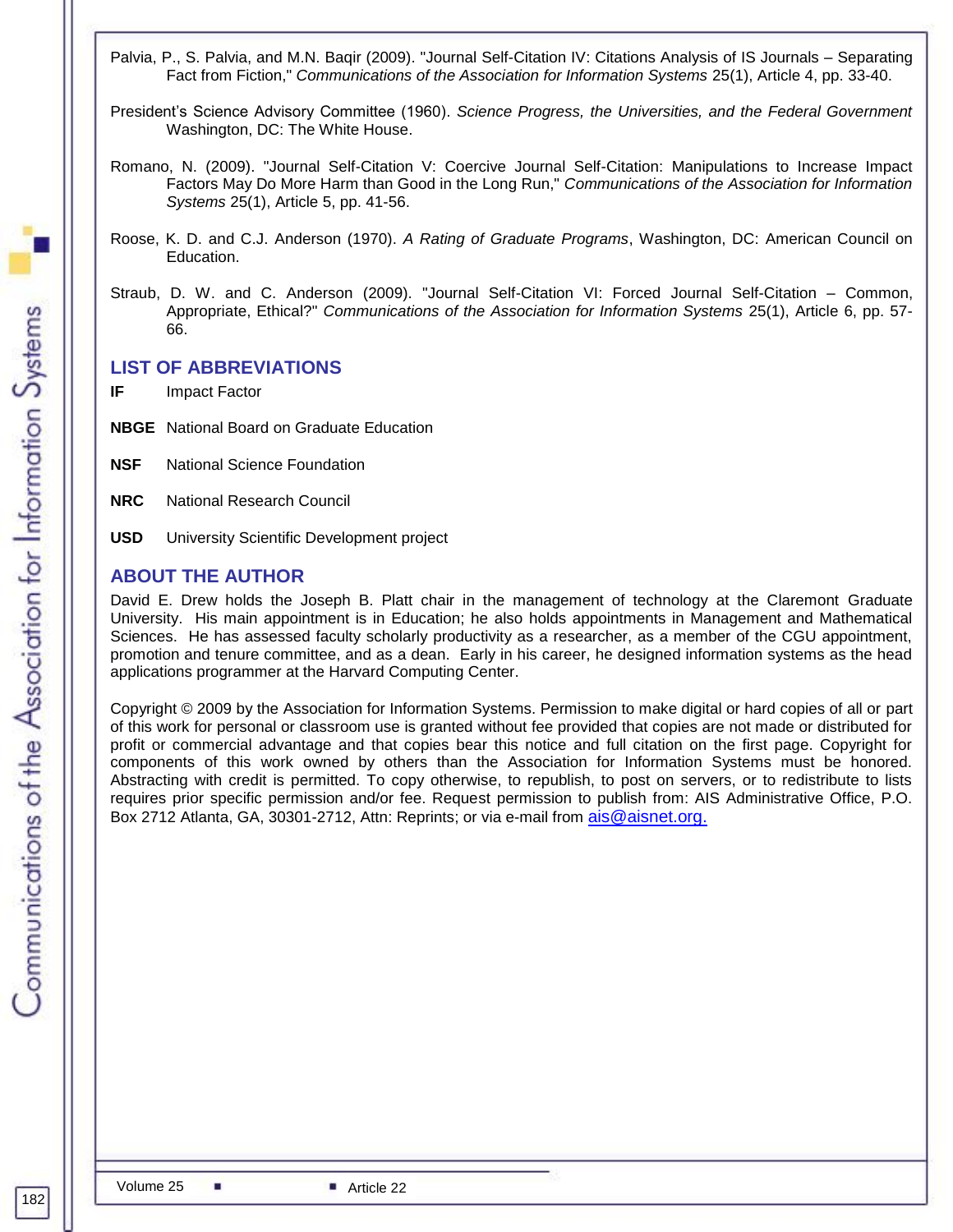Palvia, P., S. Palvia, and M.N. Baqir (2009). "Journal Self-Citation IV: Citations Analysis of IS Journals – Separating Fact from Fiction," *Communications of the Association for Information Systems* 25(1), Article 4, pp. 33-40.

President's Science Advisory Committee (1960). *Science Progress, the Universities, and the Federal Government* Washington, DC: The White House.

Romano, N. (2009). "Journal Self-Citation V: Coercive Journal Self-Citation: Manipulations to Increase Impact Factors May Do More Harm than Good in the Long Run," *Communications of the Association for Information Systems* 25(1), Article 5, pp. 41-56.

Roose, K. D. and C.J. Anderson (1970). *A Rating of Graduate Programs*, Washington, DC: American Council on Education.

Straub, D. W. and C. Anderson (2009). "Journal Self-Citation VI: Forced Journal Self-Citation – Common, Appropriate, Ethical?" *Communications of the Association for Information Systems* 25(1), Article 6, pp. 57-66.

## LIST OF ABBREVIATIONS

**IF** Impact Factor

**NBGE** National Board on Graduate Education

**NSF** National Science Foundation

**NRC** National Research Council

**USD** University Scientific Development project

## ABOUT THE AUTHOR

David E. Drew holds the Joseph B. Platt chair in the management of technology at the Claremont Graduate University. His main appointment is in Education; he also holds appointments in Management and Mathematical Sciences. He has assessed faculty scholarly productivity as a researcher, as a member of the CGU appointment, promotion and tenure committee, and as a dean. Early in his career, he designed information systems as the head applications programmer at the Harvard Computing Center.

Copyright © 2009 by the Association for Information Systems. Permission to make digital or hard copies of all or part of this work for personal or classroom use is granted without fee provided that copies are not made or distributed for profit or commercial advantage and that copies bear this notice and full citation on the first page. Copyright for components of this work owned by others than the Association for Information Systems must be honored. Abstracting with credit is permitted. To copy otherwise, to republish, to post on servers, or to redistribute to lists requires prior specific permission and/or fee. Request permission to publish from: AIS Administrative Office, P.O. Box 2712 Atlanta, GA, 30301-2712, Attn: Reprints; or via e-mail from ais@aisnet.org.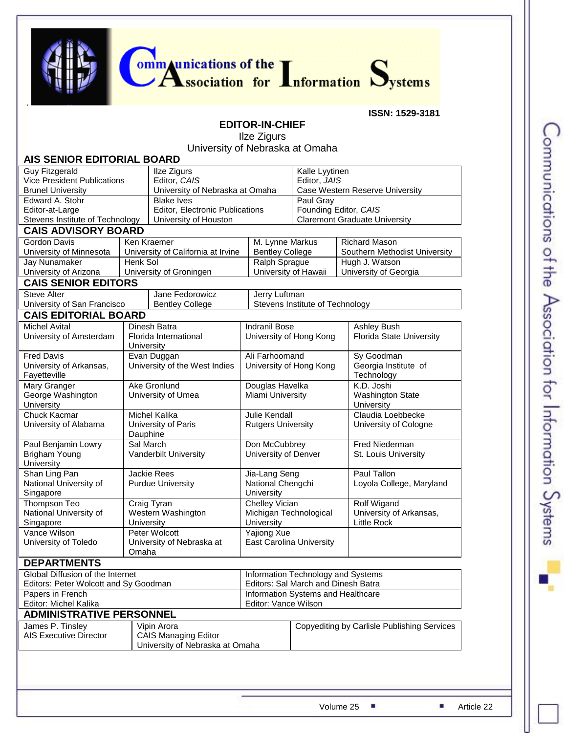# Communications of the Association for Information Systems

**ISSN: 1529-3181**

**EDITOR-IN-CHIEF**
Ilze Zigurs
University of Nebraska at Omaha

## AIS SENIOR EDITORIAL BOARD

| | | |
|---|---|---|
| Guy Fitzgerald<br>Vice President Publications<br>Brunel University | Ilze Zigurs<br>Editor, *CAIS*<br>University of Nebraska at Omaha | Kalle Lyytinen<br>Editor, *JAIS*<br>Case Western Reserve University |
| Edward A. Stohr<br>Editor-at-Large<br>Stevens Institute of Technology | Blake Ives<br>Editor, Electronic Publications<br>University of Houston | Paul Gray<br>Founding Editor, *CAIS*<br>Claremont Graduate University |

## CAIS ADVISORY BOARD

| | | | |
|---|---|---|---|
| Gordon Davis<br>University of Minnesota | Ken Kraemer<br>University of California at Irvine | M. Lynne Markus<br>Bentley College | Richard Mason<br>Southern Methodist University |
| Jay Nunamaker<br>University of Arizona | Henk Sol<br>University of Groningen | Ralph Sprague<br>University of Hawaii | Hugh J. Watson<br>University of Georgia |

## CAIS SENIOR EDITORS

| | | |
|---|---|---|
| Steve Alter<br>University of San Francisco | Jane Fedorowicz<br>Bentley College | Jerry Luftman<br>Stevens Institute of Technology |

## CAIS EDITORIAL BOARD

| | | | |
|---|---|---|---|
| Michel Avital<br>University of Amsterdam | Dinesh Batra<br>Florida International University | Indranil Bose<br>University of Hong Kong | Ashley Bush<br>Florida State University |
| Fred Davis<br>University of Arkansas, Fayetteville | Evan Duggan<br>University of the West Indies | Ali Farhoomand<br>University of Hong Kong | Sy Goodman<br>Georgia Institute of Technology |
| Mary Granger<br>George Washington University | Ake Gronlund<br>University of Umea | Douglas Havelka<br>Miami University | K.D. Joshi<br>Washington State University |
| Chuck Kacmar<br>University of Alabama | Michel Kalika<br>University of Paris Dauphine | Julie Kendall<br>Rutgers University | Claudia Loebbecke<br>University of Cologne |
| Paul Benjamin Lowry<br>Brigham Young University | Sal March<br>Vanderbilt University | Don McCubbrey<br>University of Denver | Fred Niederman<br>St. Louis University |
| Shan Ling Pan<br>National University of Singapore | Jackie Rees<br>Purdue University | Jia-Lang Seng<br>National Chengchi University | Paul Tallon<br>Loyola College, Maryland |
| Thompson Teo<br>National University of Singapore | Craig Tyran<br>Western Washington University | Chelley Vician<br>Michigan Technological University | Rolf Wigand<br>University of Arkansas, Little Rock |
| Vance Wilson<br>University of Toledo | Peter Wolcott<br>University of Nebraska at Omaha | Yajiong Xue<br>East Carolina University | |

## DEPARTMENTS

| | |
|---|---|
| Global Diffusion of the Internet<br>Editors: Peter Wolcott and Sy Goodman | Information Technology and Systems<br>Editors: Sal March and Dinesh Batra |
| Papers in French<br>Editor: Michel Kalika | Information Systems and Healthcare<br>Editor: Vance Wilson |

## ADMINISTRATIVE PERSONNEL

| | | |
|---|---|---|
| James P. Tinsley<br>AIS Executive Director | Vipin Arora<br>CAIS Managing Editor<br>University of Nebraska at Omaha | Copyediting by Carlisle Publishing Services |